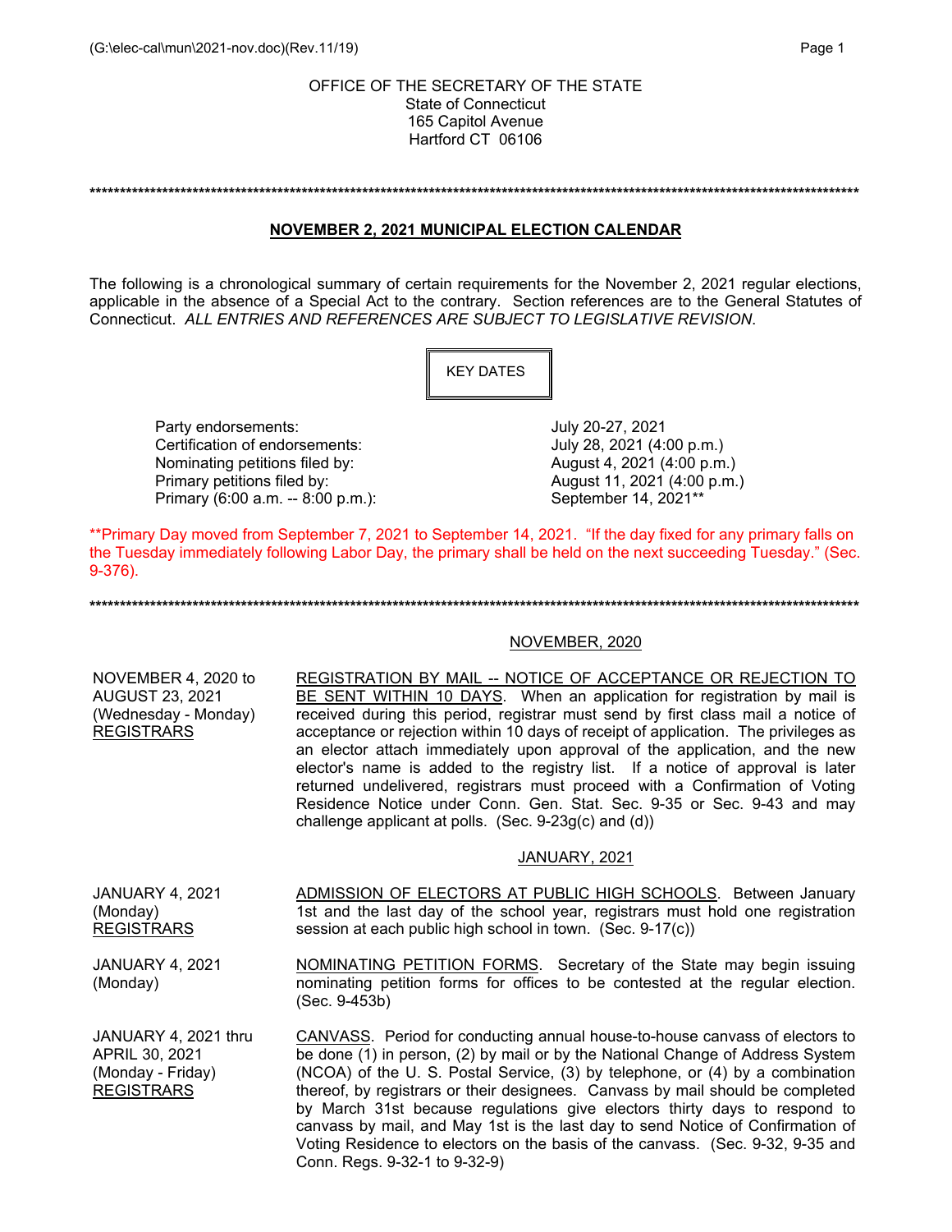OFFICE OF THE SECRETARY OF THE STATE
State of Connecticut
165 Capitol Avenue
Hartford CT 06106

*******************************************************************************************************************************

## NOVEMBER 2, 2021 MUNICIPAL ELECTION CALENDAR

The following is a chronological summary of certain requirements for the November 2, 2021 regular elections, applicable in the absence of a Special Act to the contrary. Section references are to the General Statutes of Connecticut. *ALL ENTRIES AND REFERENCES ARE SUBJECT TO LEGISLATIVE REVISION*.

### KEY DATES

| | |
|---|---|
| Party endorsements: | July 20-27, 2021 |
| Certification of endorsements: | July 28, 2021 (4:00 p.m.) |
| Nominating petitions filed by: | August 4, 2021 (4:00 p.m.) |
| Primary petitions filed by: | August 11, 2021 (4:00 p.m.) |
| Primary (6:00 a.m. -- 8:00 p.m.): | September 14, 2021** |

**Primary Day moved from September 7, 2021 to September 14, 2021. "If the day fixed for any primary falls on the Tuesday immediately following Labor Day, the primary shall be held on the next succeeding Tuesday." (Sec. 9-376).

*******************************************************************************************************************************

### NOVEMBER, 2020

| | |
|---|---|
| NOVEMBER 4, 2020 to AUGUST 23, 2021 (Wednesday - Monday) REGISTRARS | REGISTRATION BY MAIL -- NOTICE OF ACCEPTANCE OR REJECTION TO BE SENT WITHIN 10 DAYS. When an application for registration by mail is received during this period, registrar must send by first class mail a notice of acceptance or rejection within 10 days of receipt of application. The privileges as an elector attach immediately upon approval of the application, and the new elector's name is added to the registry list. If a notice of approval is later returned undelivered, registrars must proceed with a Confirmation of Voting Residence Notice under Conn. Gen. Stat. Sec. 9-35 or Sec. 9-43 and may challenge applicant at polls. (Sec. 9-23g(c) and (d)) |

### JANUARY, 2021

| | |
|---|---|
| JANUARY 4, 2021 (Monday) REGISTRARS | ADMISSION OF ELECTORS AT PUBLIC HIGH SCHOOLS. Between January 1st and the last day of the school year, registrars must hold one registration session at each public high school in town. (Sec. 9-17(c)) |
| JANUARY 4, 2021 (Monday) | NOMINATING PETITION FORMS. Secretary of the State may begin issuing nominating petition forms for offices to be contested at the regular election. (Sec. 9-453b) |
| JANUARY 4, 2021 thru APRIL 30, 2021 (Monday - Friday) REGISTRARS | CANVASS. Period for conducting annual house-to-house canvass of electors to be done (1) in person, (2) by mail or by the National Change of Address System (NCOA) of the U. S. Postal Service, (3) by telephone, or (4) by a combination thereof, by registrars or their designees. Canvass by mail should be completed by March 31st because regulations give electors thirty days to respond to canvass by mail, and May 1st is the last day to send Notice of Confirmation of Voting Residence to electors on the basis of the canvass. (Sec. 9-32, 9-35 and Conn. Regs. 9-32-1 to 9-32-9) |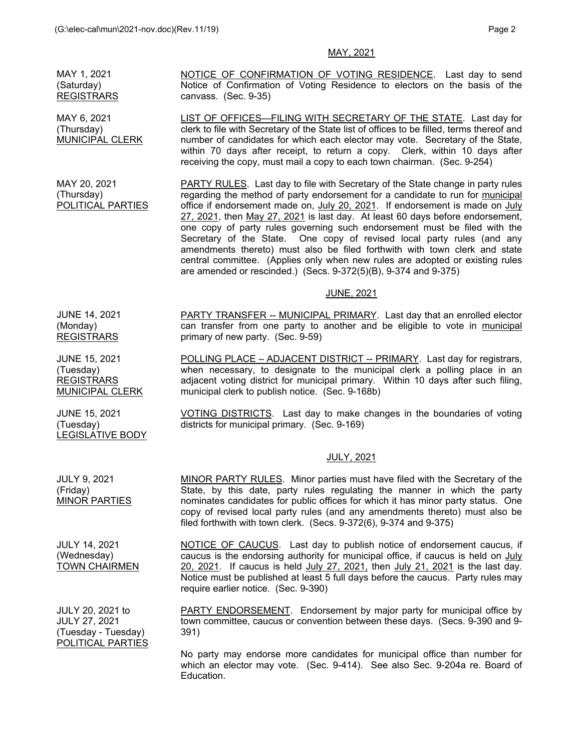## MAY, 2021

**MAY 1, 2021**
(Saturday)
REGISTRARS

NOTICE OF CONFIRMATION OF VOTING RESIDENCE. Last day to send Notice of Confirmation of Voting Residence to electors on the basis of the canvass. (Sec. 9-35)

**MAY 6, 2021**
(Thursday)
MUNICIPAL CLERK

LIST OF OFFICES—FILING WITH SECRETARY OF THE STATE. Last day for clerk to file with Secretary of the State list of offices to be filled, terms thereof and number of candidates for which each elector may vote. Secretary of the State, within 70 days after receipt, to return a copy. Clerk, within 10 days after receiving the copy, must mail a copy to each town chairman. (Sec. 9-254)

**MAY 20, 2021**
(Thursday)
POLITICAL PARTIES

PARTY RULES. Last day to file with Secretary of the State change in party rules regarding the method of party endorsement for a candidate to run for municipal office if endorsement made on, July 20, 2021. If endorsement is made on July 27, 2021, then May 27, 2021 is last day. At least 60 days before endorsement, one copy of party rules governing such endorsement must be filed with the Secretary of the State. One copy of revised local party rules (and any amendments thereto) must also be filed forthwith with town clerk and state central committee. (Applies only when new rules are adopted or existing rules are amended or rescinded.) (Secs. 9-372(5)(B), 9-374 and 9-375)

## JUNE, 2021

**JUNE 14, 2021**
(Monday)
REGISTRARS

PARTY TRANSFER -- MUNICIPAL PRIMARY. Last day that an enrolled elector can transfer from one party to another and be eligible to vote in municipal primary of new party. (Sec. 9-59)

**JUNE 15, 2021**
(Tuesday)
REGISTRARS
MUNICIPAL CLERK

POLLING PLACE – ADJACENT DISTRICT -- PRIMARY. Last day for registrars, when necessary, to designate to the municipal clerk a polling place in an adjacent voting district for municipal primary. Within 10 days after such filing, municipal clerk to publish notice. (Sec. 9-168b)

**JUNE 15, 2021**
(Tuesday)
LEGISLATIVE BODY

VOTING DISTRICTS. Last day to make changes in the boundaries of voting districts for municipal primary. (Sec. 9-169)

## JULY, 2021

**JULY 9, 2021**
(Friday)
MINOR PARTIES

MINOR PARTY RULES. Minor parties must have filed with the Secretary of the State, by this date, party rules regulating the manner in which the party nominates candidates for public offices for which it has minor party status. One copy of revised local party rules (and any amendments thereto) must also be filed forthwith with town clerk. (Secs. 9-372(6), 9-374 and 9-375)

**JULY 14, 2021**
(Wednesday)
TOWN CHAIRMEN

NOTICE OF CAUCUS. Last day to publish notice of endorsement caucus, if caucus is the endorsing authority for municipal office, if caucus is held on July 20, 2021. If caucus is held July 27, 2021, then July 21, 2021 is the last day. Notice must be published at least 5 full days before the caucus. Party rules may require earlier notice. (Sec. 9-390)

**JULY 20, 2021 to JULY 27, 2021**
(Tuesday - Tuesday)
POLITICAL PARTIES

PARTY ENDORSEMENT. Endorsement by major party for municipal office by town committee, caucus or convention between these days. (Secs. 9-390 and 9-391)

No party may endorse more candidates for municipal office than number for which an elector may vote. (Sec. 9-414). See also Sec. 9-204a re. Board of Education.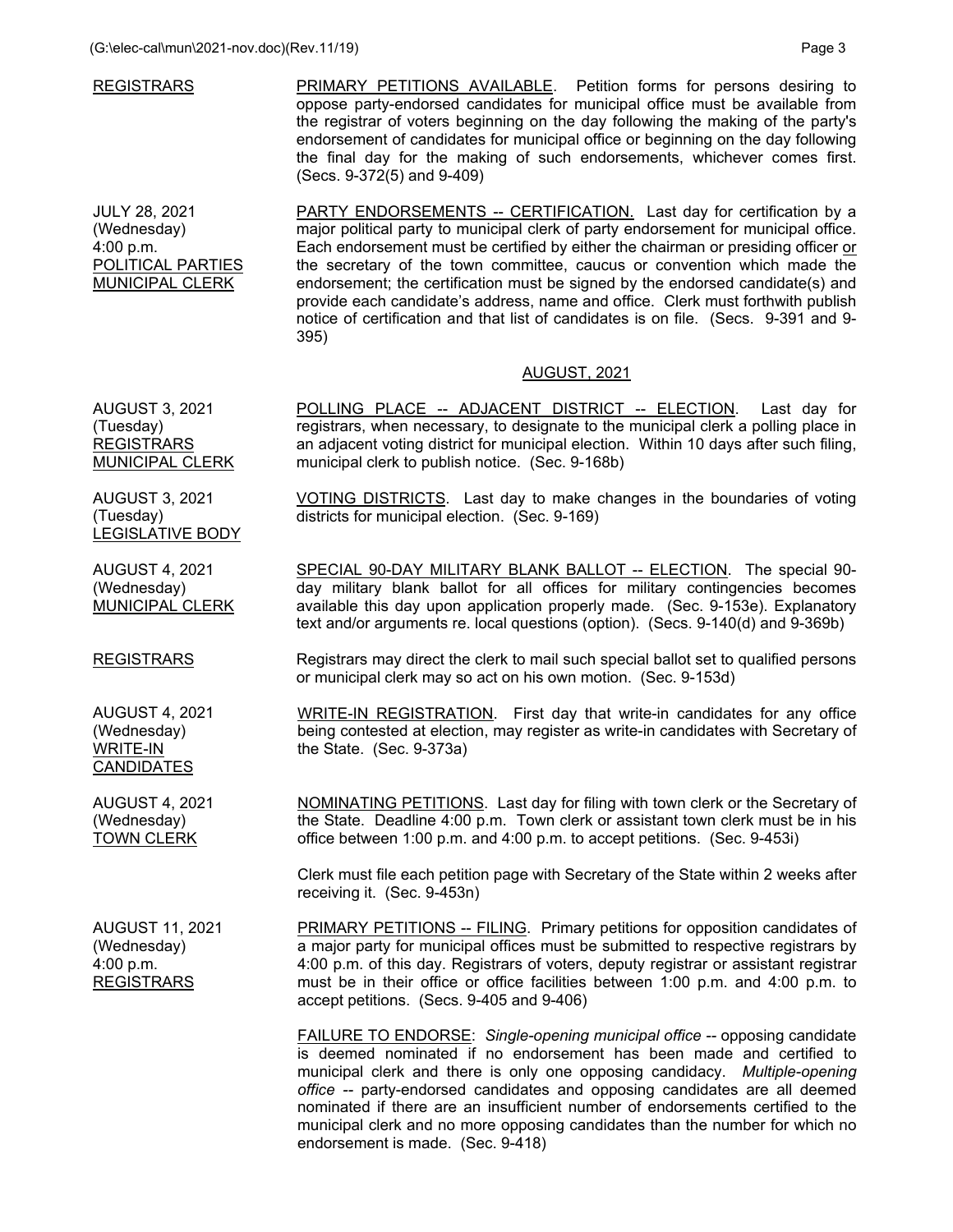| | |
|---|---|
| <u>REGISTRARS</u> | <u>PRIMARY PETITIONS AVAILABLE</u>. Petition forms for persons desiring to oppose party-endorsed candidates for municipal office must be available from the registrar of voters beginning on the day following the making of the party's endorsement of candidates for municipal office or beginning on the day following the final day for the making of such endorsements, whichever comes first. (Secs. 9-372(5) and 9-409) |
| JULY 28, 2021<br>(Wednesday)<br>4:00 p.m.<br><u>POLITICAL PARTIES</u><br><u>MUNICIPAL CLERK</u> | <u>PARTY ENDORSEMENTS -- CERTIFICATION.</u> Last day for certification by a major political party to municipal clerk of party endorsement for municipal office. Each endorsement must be certified by either the chairman or presiding officer <u>or</u> the secretary of the town committee, caucus or convention which made the endorsement; the certification must be signed by the endorsed candidate(s) and provide each candidate's address, name and office. Clerk must forthwith publish notice of certification and that list of candidates is on file. (Secs. 9-391 and 9-395) |

## <u>AUGUST, 2021</u>

| | |
|---|---|
| AUGUST 3, 2021<br>(Tuesday)<br><u>REGISTRARS</u><br><u>MUNICIPAL CLERK</u> | <u>POLLING PLACE -- ADJACENT DISTRICT -- ELECTION</u>. Last day for registrars, when necessary, to designate to the municipal clerk a polling place in an adjacent voting district for municipal election. Within 10 days after such filing, municipal clerk to publish notice. (Sec. 9-168b) |
| AUGUST 3, 2021<br>(Tuesday)<br><u>LEGISLATIVE BODY</u> | <u>VOTING DISTRICTS</u>. Last day to make changes in the boundaries of voting districts for municipal election. (Sec. 9-169) |
| AUGUST 4, 2021<br>(Wednesday)<br><u>MUNICIPAL CLERK</u> | <u>SPECIAL 90-DAY MILITARY BLANK BALLOT -- ELECTION</u>. The special 90-day military blank ballot for all offices for military contingencies becomes available this day upon application properly made. (Sec. 9-153e). Explanatory text and/or arguments re. local questions (option). (Secs. 9-140(d) and 9-369b) |
| <u>REGISTRARS</u> | Registrars may direct the clerk to mail such special ballot set to qualified persons or municipal clerk may so act on his own motion. (Sec. 9-153d) |
| AUGUST 4, 2021<br>(Wednesday)<br><u>WRITE-IN CANDIDATES</u> | <u>WRITE-IN REGISTRATION</u>. First day that write-in candidates for any office being contested at election, may register as write-in candidates with Secretary of the State. (Sec. 9-373a) |
| AUGUST 4, 2021<br>(Wednesday)<br><u>TOWN CLERK</u> | <u>NOMINATING PETITIONS</u>. Last day for filing with town clerk or the Secretary of the State. Deadline 4:00 p.m. Town clerk or assistant town clerk must be in his office between 1:00 p.m. and 4:00 p.m. to accept petitions. (Sec. 9-453i)<br><br>Clerk must file each petition page with Secretary of the State within 2 weeks after receiving it. (Sec. 9-453n) |
| AUGUST 11, 2021<br>(Wednesday)<br>4:00 p.m.<br><u>REGISTRARS</u> | <u>PRIMARY PETITIONS -- FILING</u>. Primary petitions for opposition candidates of a major party for municipal offices must be submitted to respective registrars by 4:00 p.m. of this day. Registrars of voters, deputy registrar or assistant registrar must be in their office or office facilities between 1:00 p.m. and 4:00 p.m. to accept petitions. (Secs. 9-405 and 9-406)<br><br><u>FAILURE TO ENDORSE</u>: *Single-opening municipal office* -- opposing candidate is deemed nominated if no endorsement has been made and certified to municipal clerk and there is only one opposing candidacy. *Multiple-opening office* -- party-endorsed candidates and opposing candidates are all deemed nominated if there are an insufficient number of endorsements certified to the municipal clerk and no more opposing candidates than the number for which no endorsement is made. (Sec. 9-418) |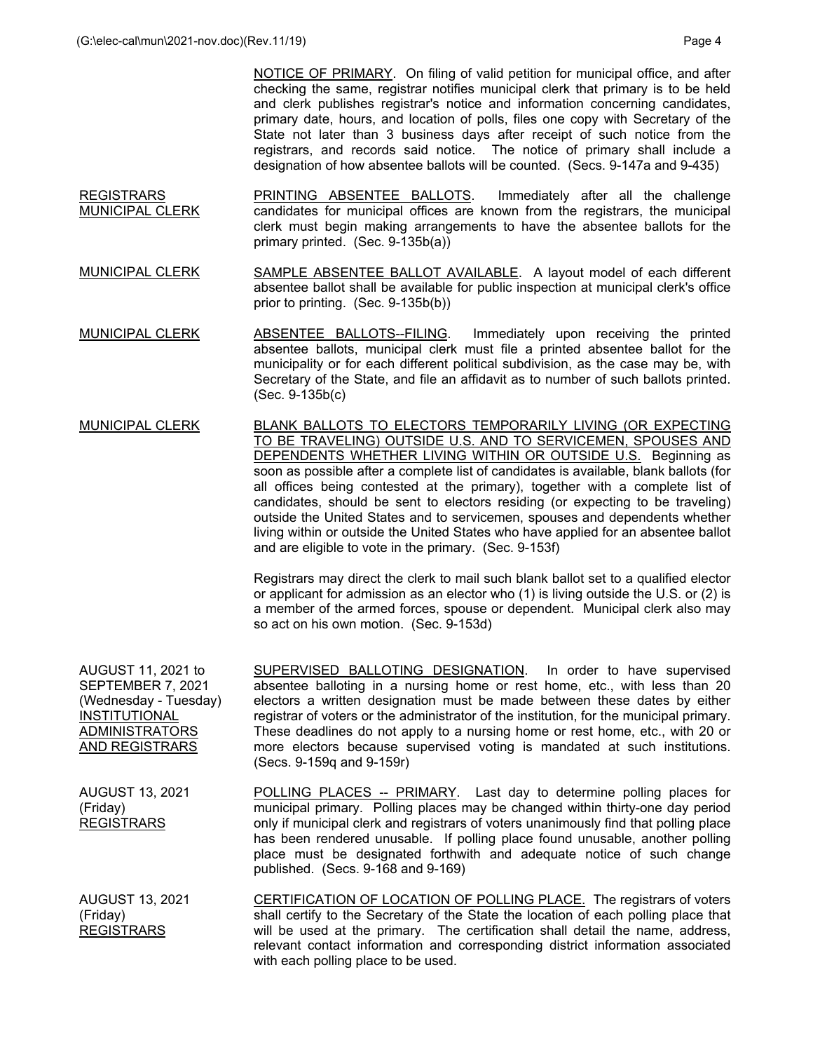NOTICE OF PRIMARY. On filing of valid petition for municipal office, and after checking the same, registrar notifies municipal clerk that primary is to be held and clerk publishes registrar's notice and information concerning candidates, primary date, hours, and location of polls, files one copy with Secretary of the State not later than 3 business days after receipt of such notice from the registrars, and records said notice. The notice of primary shall include a designation of how absentee ballots will be counted. (Secs. 9-147a and 9-435)

**REGISTRARS**
**MUNICIPAL CLERK**

PRINTING ABSENTEE BALLOTS. Immediately after all the challenge candidates for municipal offices are known from the registrars, the municipal clerk must begin making arrangements to have the absentee ballots for the primary printed. (Sec. 9-135b(a))

**MUNICIPAL CLERK**

SAMPLE ABSENTEE BALLOT AVAILABLE. A layout model of each different absentee ballot shall be available for public inspection at municipal clerk's office prior to printing. (Sec. 9-135b(b))

**MUNICIPAL CLERK**

ABSENTEE BALLOTS--FILING. Immediately upon receiving the printed absentee ballots, municipal clerk must file a printed absentee ballot for the municipality or for each different political subdivision, as the case may be, with Secretary of the State, and file an affidavit as to number of such ballots printed. (Sec. 9-135b(c)

**MUNICIPAL CLERK**

BLANK BALLOTS TO ELECTORS TEMPORARILY LIVING (OR EXPECTING TO BE TRAVELING) OUTSIDE U.S. AND TO SERVICEMEN, SPOUSES AND DEPENDENTS WHETHER LIVING WITHIN OR OUTSIDE U.S. Beginning as soon as possible after a complete list of candidates is available, blank ballots (for all offices being contested at the primary), together with a complete list of candidates, should be sent to electors residing (or expecting to be traveling) outside the United States and to servicemen, spouses and dependents whether living within or outside the United States who have applied for an absentee ballot and are eligible to vote in the primary. (Sec. 9-153f)

Registrars may direct the clerk to mail such blank ballot set to a qualified elector or applicant for admission as an elector who (1) is living outside the U.S. or (2) is a member of the armed forces, spouse or dependent. Municipal clerk also may so act on his own motion. (Sec. 9-153d)

**AUGUST 11, 2021 to SEPTEMBER 7, 2021**
**(Wednesday - Tuesday)**
**INSTITUTIONAL ADMINISTRATORS AND REGISTRARS**

SUPERVISED BALLOTING DESIGNATION. In order to have supervised absentee balloting in a nursing home or rest home, etc., with less than 20 electors a written designation must be made between these dates by either registrar of voters or the administrator of the institution, for the municipal primary. These deadlines do not apply to a nursing home or rest home, etc., with 20 or more electors because supervised voting is mandated at such institutions. (Secs. 9-159q and 9-159r)

**AUGUST 13, 2021**
**(Friday)**
**REGISTRARS**

POLLING PLACES -- PRIMARY. Last day to determine polling places for municipal primary. Polling places may be changed within thirty-one day period only if municipal clerk and registrars of voters unanimously find that polling place has been rendered unusable. If polling place found unusable, another polling place must be designated forthwith and adequate notice of such change published. (Secs. 9-168 and 9-169)

**AUGUST 13, 2021**
**(Friday)**
**REGISTRARS**

CERTIFICATION OF LOCATION OF POLLING PLACE. The registrars of voters shall certify to the Secretary of the State the location of each polling place that will be used at the primary. The certification shall detail the name, address, relevant contact information and corresponding district information associated with each polling place to be used.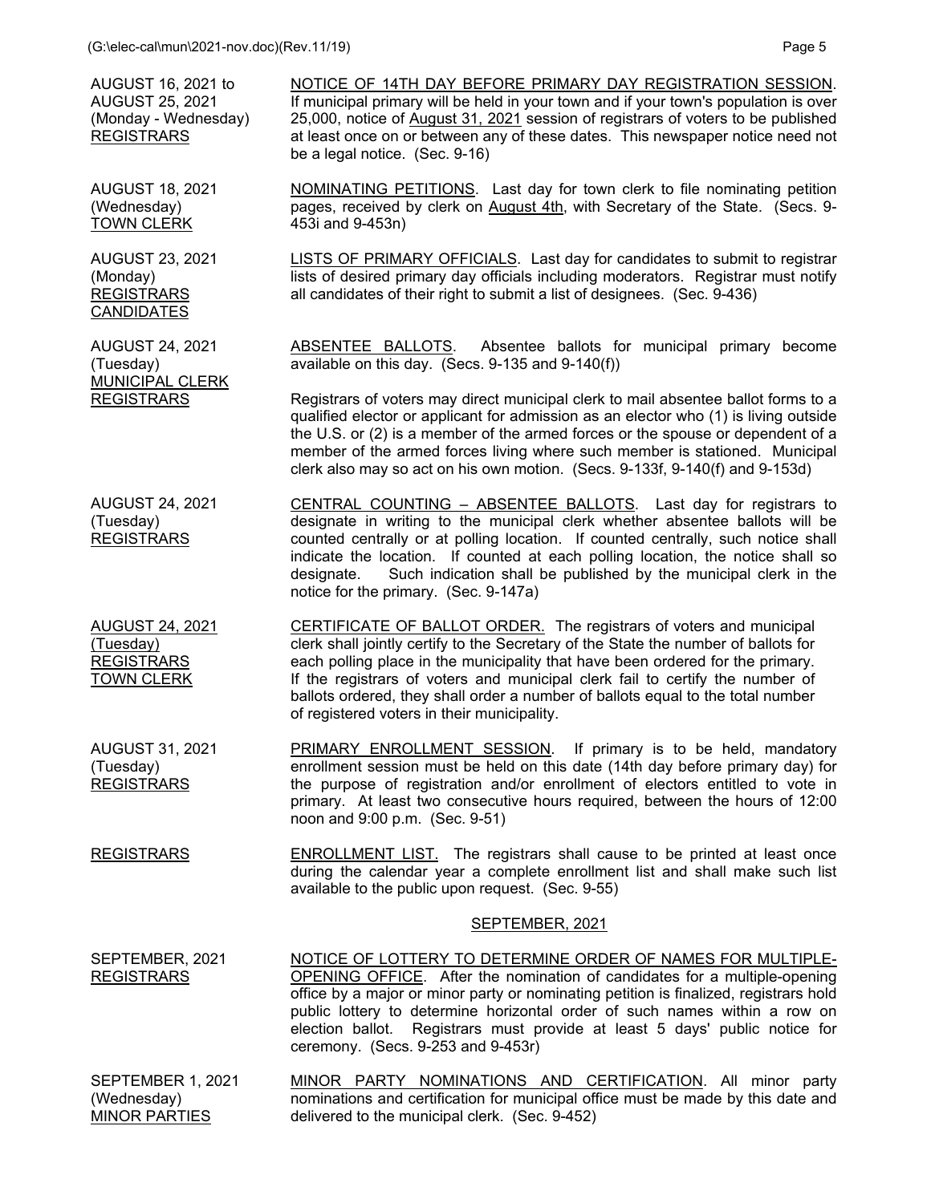| | |
|---|---|
| AUGUST 16, 2021 to AUGUST 25, 2021 (Monday - Wednesday) REGISTRARS | NOTICE OF 14TH DAY BEFORE PRIMARY DAY REGISTRATION SESSION. If municipal primary will be held in your town and if your town's population is over 25,000, notice of August 31, 2021 session of registrars of voters to be published at least once on or between any of these dates. This newspaper notice need not be a legal notice. (Sec. 9-16) |
| AUGUST 18, 2021 (Wednesday) TOWN CLERK | NOMINATING PETITIONS. Last day for town clerk to file nominating petition pages, received by clerk on August 4th, with Secretary of the State. (Secs. 9-453i and 9-453n) |
| AUGUST 23, 2021 (Monday) REGISTRARS CANDIDATES | LISTS OF PRIMARY OFFICIALS. Last day for candidates to submit to registrar lists of desired primary day officials including moderators. Registrar must notify all candidates of their right to submit a list of designees. (Sec. 9-436) |
| AUGUST 24, 2021 (Tuesday) MUNICIPAL CLERK REGISTRARS | ABSENTEE BALLOTS. Absentee ballots for municipal primary become available on this day. (Secs. 9-135 and 9-140(f))<br><br>Registrars of voters may direct municipal clerk to mail absentee ballot forms to a qualified elector or applicant for admission as an elector who (1) is living outside the U.S. or (2) is a member of the armed forces or the spouse or dependent of a member of the armed forces living where such member is stationed. Municipal clerk also may so act on his own motion. (Secs. 9-133f, 9-140(f) and 9-153d) |
| AUGUST 24, 2021 (Tuesday) REGISTRARS | CENTRAL COUNTING – ABSENTEE BALLOTS. Last day for registrars to designate in writing to the municipal clerk whether absentee ballots will be counted centrally or at polling location. If counted centrally, such notice shall indicate the location. If counted at each polling location, the notice shall so designate. Such indication shall be published by the municipal clerk in the notice for the primary. (Sec. 9-147a) |
| AUGUST 24, 2021 (Tuesday) REGISTRARS TOWN CLERK | CERTIFICATE OF BALLOT ORDER. The registrars of voters and municipal clerk shall jointly certify to the Secretary of the State the number of ballots for each polling place in the municipality that have been ordered for the primary. If the registrars of voters and municipal clerk fail to certify the number of ballots ordered, they shall order a number of ballots equal to the total number of registered voters in their municipality. |
| AUGUST 31, 2021 (Tuesday) REGISTRARS | PRIMARY ENROLLMENT SESSION. If primary is to be held, mandatory enrollment session must be held on this date (14th day before primary day) for the purpose of registration and/or enrollment of electors entitled to vote in primary. At least two consecutive hours required, between the hours of 12:00 noon and 9:00 p.m. (Sec. 9-51) |
| REGISTRARS | ENROLLMENT LIST. The registrars shall cause to be printed at least once during the calendar year a complete enrollment list and shall make such list available to the public upon request. (Sec. 9-55) |

## SEPTEMBER, 2021

| | |
|---|---|
| SEPTEMBER, 2021 REGISTRARS | NOTICE OF LOTTERY TO DETERMINE ORDER OF NAMES FOR MULTIPLE-OPENING OFFICE. After the nomination of candidates for a multiple-opening office by a major or minor party or nominating petition is finalized, registrars hold public lottery to determine horizontal order of such names within a row on election ballot. Registrars must provide at least 5 days' public notice for ceremony. (Secs. 9-253 and 9-453r) |
| SEPTEMBER 1, 2021 (Wednesday) MINOR PARTIES | MINOR PARTY NOMINATIONS AND CERTIFICATION. All minor party nominations and certification for municipal office must be made by this date and delivered to the municipal clerk. (Sec. 9-452) |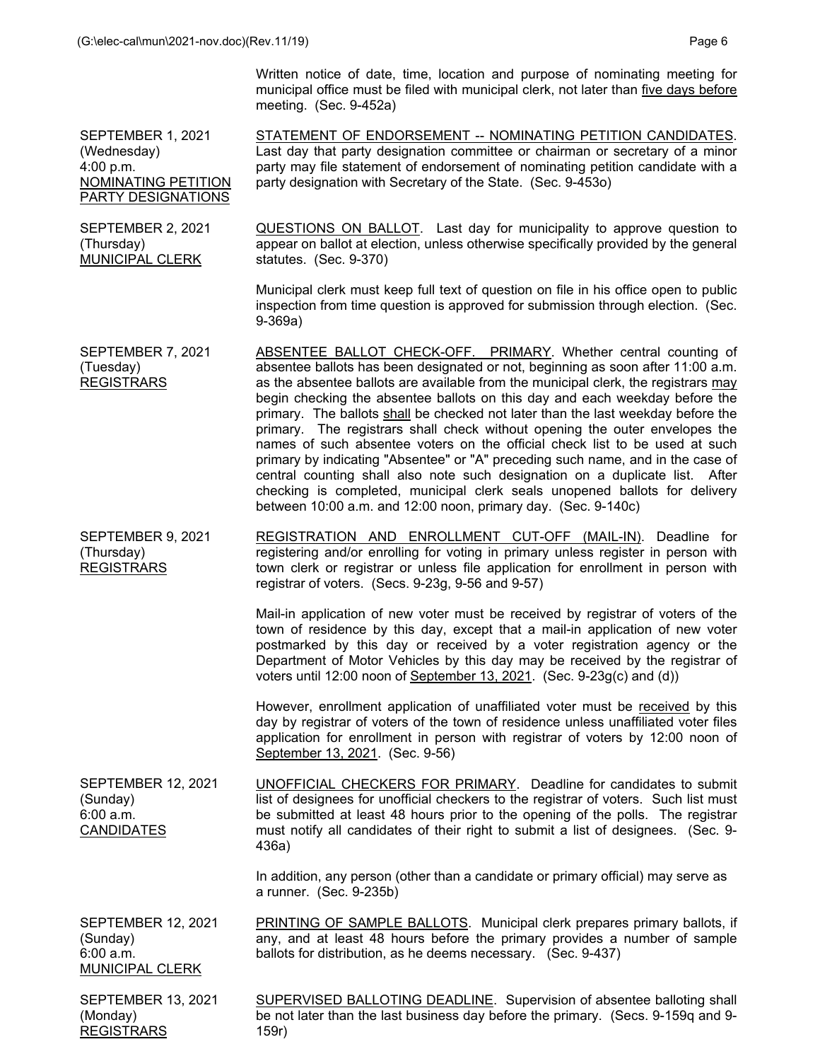Written notice of date, time, location and purpose of nominating meeting for municipal office must be filed with municipal clerk, not later than five days before meeting. (Sec. 9-452a)

**SEPTEMBER 1, 2021**
(Wednesday)
4:00 p.m.
NOMINATING PETITION PARTY DESIGNATIONS

STATEMENT OF ENDORSEMENT -- NOMINATING PETITION CANDIDATES. Last day that party designation committee or chairman or secretary of a minor party may file statement of endorsement of nominating petition candidate with a party designation with Secretary of the State. (Sec. 9-453o)

**SEPTEMBER 2, 2021**
(Thursday)
MUNICIPAL CLERK

QUESTIONS ON BALLOT. Last day for municipality to approve question to appear on ballot at election, unless otherwise specifically provided by the general statutes. (Sec. 9-370)

Municipal clerk must keep full text of question on file in his office open to public inspection from time question is approved for submission through election. (Sec. 9-369a)

**SEPTEMBER 7, 2021**
(Tuesday)
REGISTRARS

ABSENTEE BALLOT CHECK-OFF. PRIMARY. Whether central counting of absentee ballots has been designated or not, beginning as soon after 11:00 a.m. as the absentee ballots are available from the municipal clerk, the registrars may begin checking the absentee ballots on this day and each weekday before the primary. The ballots shall be checked not later than the last weekday before the primary. The registrars shall check without opening the outer envelopes the names of such absentee voters on the official check list to be used at such primary by indicating "Absentee" or "A" preceding such name, and in the case of central counting shall also note such designation on a duplicate list. After checking is completed, municipal clerk seals unopened ballots for delivery between 10:00 a.m. and 12:00 noon, primary day. (Sec. 9-140c)

**SEPTEMBER 9, 2021**
(Thursday)
REGISTRARS

REGISTRATION AND ENROLLMENT CUT-OFF (MAIL-IN). Deadline for registering and/or enrolling for voting in primary unless register in person with town clerk or registrar or unless file application for enrollment in person with registrar of voters. (Secs. 9-23g, 9-56 and 9-57)

Mail-in application of new voter must be received by registrar of voters of the town of residence by this day, except that a mail-in application of new voter postmarked by this day or received by a voter registration agency or the Department of Motor Vehicles by this day may be received by the registrar of voters until 12:00 noon of September 13, 2021. (Sec. 9-23g(c) and (d))

However, enrollment application of unaffiliated voter must be received by this day by registrar of voters of the town of residence unless unaffiliated voter files application for enrollment in person with registrar of voters by 12:00 noon of September 13, 2021. (Sec. 9-56)

**SEPTEMBER 12, 2021**
(Sunday)
6:00 a.m.
CANDIDATES

UNOFFICIAL CHECKERS FOR PRIMARY. Deadline for candidates to submit list of designees for unofficial checkers to the registrar of voters. Such list must be submitted at least 48 hours prior to the opening of the polls. The registrar must notify all candidates of their right to submit a list of designees. (Sec. 9-436a)

In addition, any person (other than a candidate or primary official) may serve as a runner. (Sec. 9-235b)

**SEPTEMBER 12, 2021**
(Sunday)
6:00 a.m.
MUNICIPAL CLERK

PRINTING OF SAMPLE BALLOTS. Municipal clerk prepares primary ballots, if any, and at least 48 hours before the primary provides a number of sample ballots for distribution, as he deems necessary. (Sec. 9-437)

**SEPTEMBER 13, 2021**
(Monday)
REGISTRARS

SUPERVISED BALLOTING DEADLINE. Supervision of absentee balloting shall be not later than the last business day before the primary. (Secs. 9-159q and 9-159r)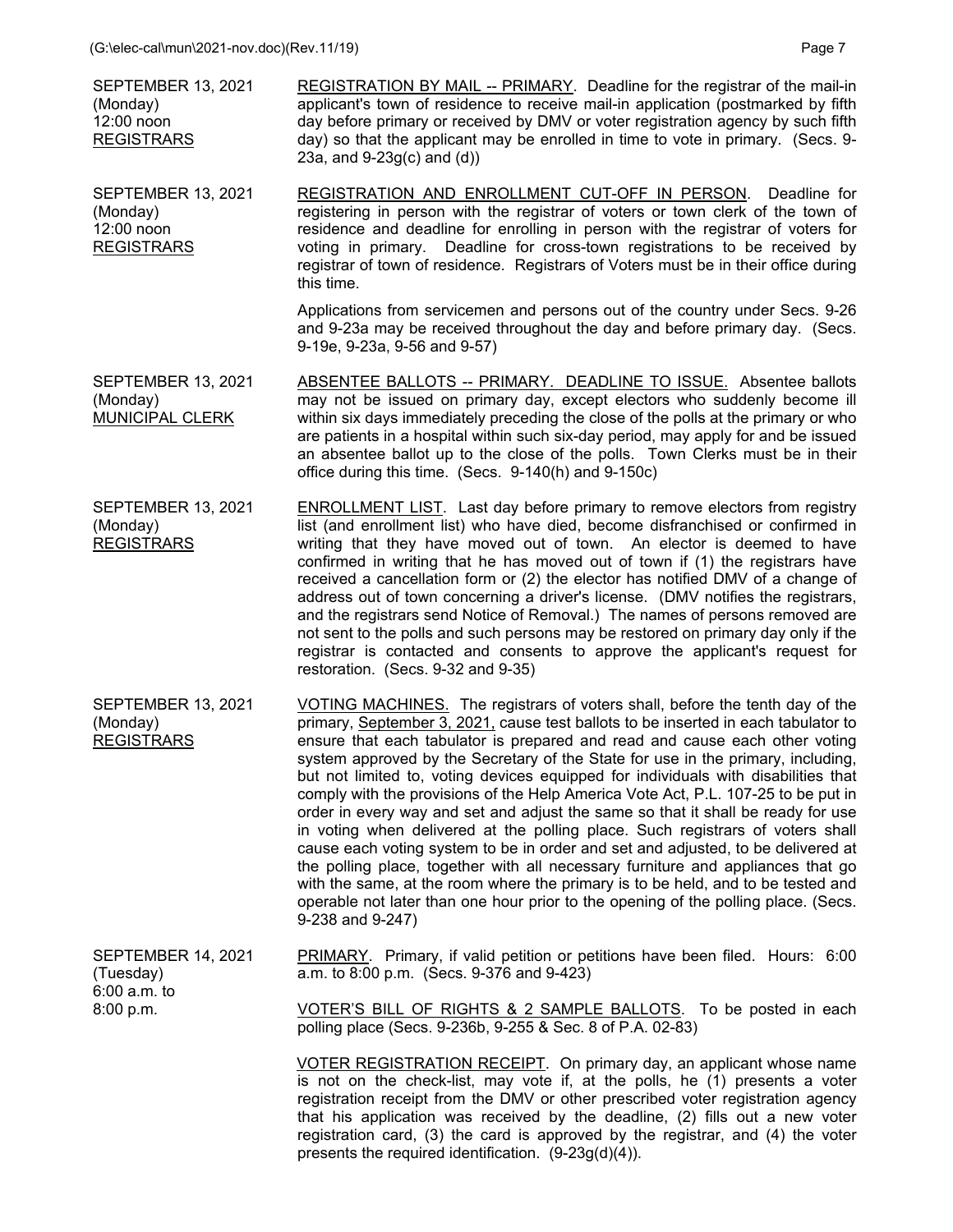SEPTEMBER 13, 2021
(Monday)
12:00 noon
REGISTRARS

REGISTRATION BY MAIL -- PRIMARY. Deadline for the registrar of the mail-in applicant's town of residence to receive mail-in application (postmarked by fifth day before primary or received by DMV or voter registration agency by such fifth day) so that the applicant may be enrolled in time to vote in primary. (Secs. 9-23a, and 9-23g(c) and (d))

SEPTEMBER 13, 2021
(Monday)
12:00 noon
REGISTRARS

REGISTRATION AND ENROLLMENT CUT-OFF IN PERSON. Deadline for registering in person with the registrar of voters or town clerk of the town of residence and deadline for enrolling in person with the registrar of voters for voting in primary. Deadline for cross-town registrations to be received by registrar of town of residence. Registrars of Voters must be in their office during this time.

Applications from servicemen and persons out of the country under Secs. 9-26 and 9-23a may be received throughout the day and before primary day. (Secs. 9-19e, 9-23a, 9-56 and 9-57)

SEPTEMBER 13, 2021
(Monday)
MUNICIPAL CLERK

ABSENTEE BALLOTS -- PRIMARY. DEADLINE TO ISSUE. Absentee ballots may not be issued on primary day, except electors who suddenly become ill within six days immediately preceding the close of the polls at the primary or who are patients in a hospital within such six-day period, may apply for and be issued an absentee ballot up to the close of the polls. Town Clerks must be in their office during this time. (Secs. 9-140(h) and 9-150c)

SEPTEMBER 13, 2021
(Monday)
REGISTRARS

ENROLLMENT LIST. Last day before primary to remove electors from registry list (and enrollment list) who have died, become disfranchised or confirmed in writing that they have moved out of town. An elector is deemed to have confirmed in writing that he has moved out of town if (1) the registrars have received a cancellation form or (2) the elector has notified DMV of a change of address out of town concerning a driver's license. (DMV notifies the registrars, and the registrars send Notice of Removal.) The names of persons removed are not sent to the polls and such persons may be restored on primary day only if the registrar is contacted and consents to approve the applicant's request for restoration. (Secs. 9-32 and 9-35)

SEPTEMBER 13, 2021
(Monday)
REGISTRARS

VOTING MACHINES. The registrars of voters shall, before the tenth day of the primary, September 3, 2021, cause test ballots to be inserted in each tabulator to ensure that each tabulator is prepared and read and cause each other voting system approved by the Secretary of the State for use in the primary, including, but not limited to, voting devices equipped for individuals with disabilities that comply with the provisions of the Help America Vote Act, P.L. 107-25 to be put in order in every way and set and adjust the same so that it shall be ready for use in voting when delivered at the polling place. Such registrars of voters shall cause each voting system to be in order and set and adjusted, to be delivered at the polling place, together with all necessary furniture and appliances that go with the same, at the room where the primary is to be held, and to be tested and operable not later than one hour prior to the opening of the polling place. (Secs. 9-238 and 9-247)

SEPTEMBER 14, 2021
(Tuesday)
6:00 a.m. to
8:00 p.m.

PRIMARY. Primary, if valid petition or petitions have been filed. Hours: 6:00 a.m. to 8:00 p.m. (Secs. 9-376 and 9-423)

VOTER'S BILL OF RIGHTS & 2 SAMPLE BALLOTS. To be posted in each polling place (Secs. 9-236b, 9-255 & Sec. 8 of P.A. 02-83)

VOTER REGISTRATION RECEIPT. On primary day, an applicant whose name is not on the check-list, may vote if, at the polls, he (1) presents a voter registration receipt from the DMV or other prescribed voter registration agency that his application was received by the deadline, (2) fills out a new voter registration card, (3) the card is approved by the registrar, and (4) the voter presents the required identification. (9-23g(d)(4)).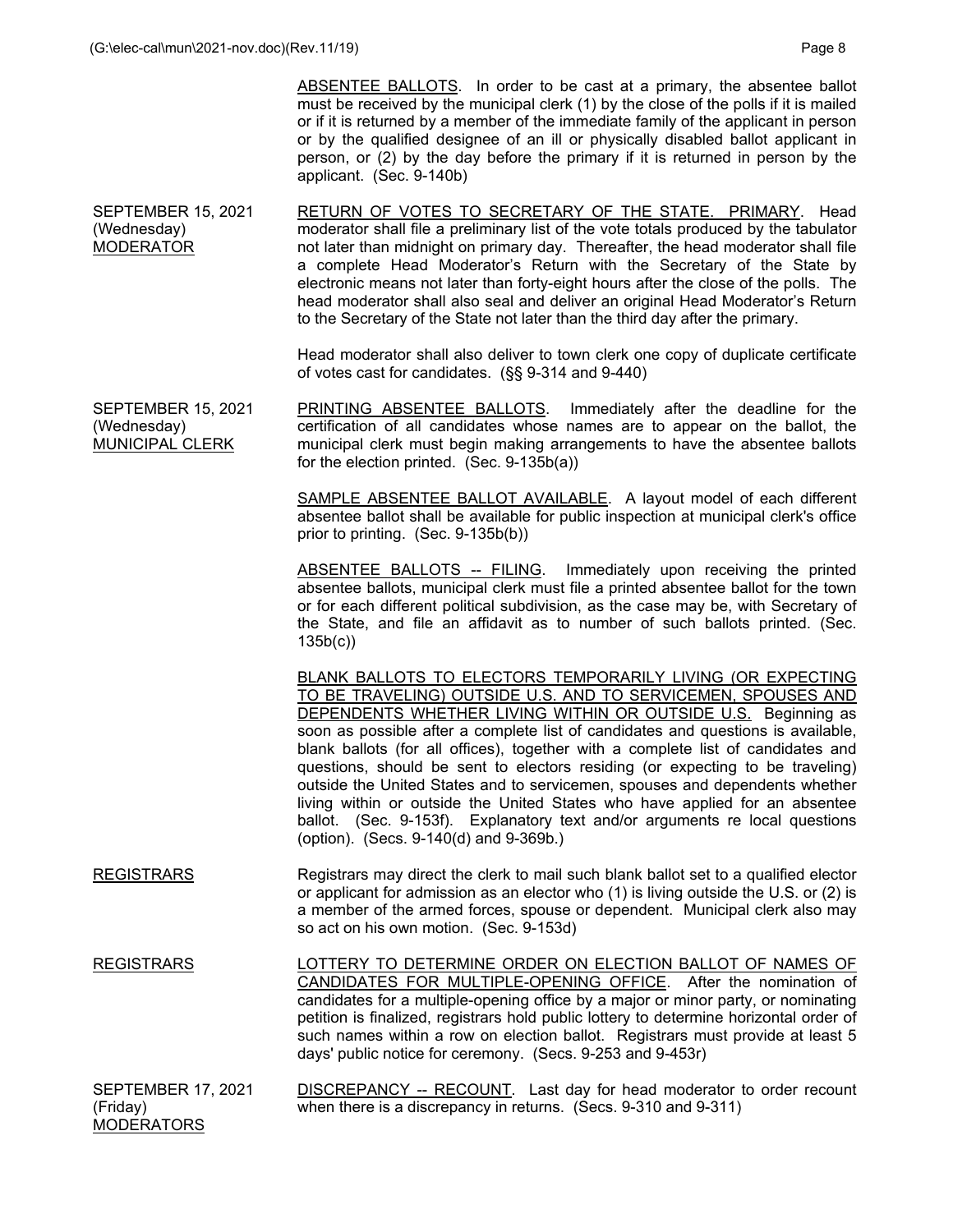ABSENTEE BALLOTS. In order to be cast at a primary, the absentee ballot must be received by the municipal clerk (1) by the close of the polls if it is mailed or if it is returned by a member of the immediate family of the applicant in person or by the qualified designee of an ill or physically disabled ballot applicant in person, or (2) by the day before the primary if it is returned in person by the applicant. (Sec. 9-140b)

**SEPTEMBER 15, 2021 (Wednesday) MODERATOR**

RETURN OF VOTES TO SECRETARY OF THE STATE. PRIMARY. Head moderator shall file a preliminary list of the vote totals produced by the tabulator not later than midnight on primary day. Thereafter, the head moderator shall file a complete Head Moderator's Return with the Secretary of the State by electronic means not later than forty-eight hours after the close of the polls. The head moderator shall also seal and deliver an original Head Moderator's Return to the Secretary of the State not later than the third day after the primary.

Head moderator shall also deliver to town clerk one copy of duplicate certificate of votes cast for candidates. (§§ 9-314 and 9-440)

**SEPTEMBER 15, 2021 (Wednesday) MUNICIPAL CLERK**

PRINTING ABSENTEE BALLOTS. Immediately after the deadline for the certification of all candidates whose names are to appear on the ballot, the municipal clerk must begin making arrangements to have the absentee ballots for the election printed. (Sec. 9-135b(a))

SAMPLE ABSENTEE BALLOT AVAILABLE. A layout model of each different absentee ballot shall be available for public inspection at municipal clerk's office prior to printing. (Sec. 9-135b(b))

ABSENTEE BALLOTS -- FILING. Immediately upon receiving the printed absentee ballots, municipal clerk must file a printed absentee ballot for the town or for each different political subdivision, as the case may be, with Secretary of the State, and file an affidavit as to number of such ballots printed. (Sec. 135b(c))

BLANK BALLOTS TO ELECTORS TEMPORARILY LIVING (OR EXPECTING TO BE TRAVELING) OUTSIDE U.S. AND TO SERVICEMEN, SPOUSES AND DEPENDENTS WHETHER LIVING WITHIN OR OUTSIDE U.S. Beginning as soon as possible after a complete list of candidates and questions is available, blank ballots (for all offices), together with a complete list of candidates and questions, should be sent to electors residing (or expecting to be traveling) outside the United States and to servicemen, spouses and dependents whether living within or outside the United States who have applied for an absentee ballot. (Sec. 9-153f). Explanatory text and/or arguments re local questions (option). (Secs. 9-140(d) and 9-369b.)

**REGISTRARS**

Registrars may direct the clerk to mail such blank ballot set to a qualified elector or applicant for admission as an elector who (1) is living outside the U.S. or (2) is a member of the armed forces, spouse or dependent. Municipal clerk also may so act on his own motion. (Sec. 9-153d)

**REGISTRARS**

LOTTERY TO DETERMINE ORDER ON ELECTION BALLOT OF NAMES OF CANDIDATES FOR MULTIPLE-OPENING OFFICE. After the nomination of candidates for a multiple-opening office by a major or minor party, or nominating petition is finalized, registrars hold public lottery to determine horizontal order of such names within a row on election ballot. Registrars must provide at least 5 days' public notice for ceremony. (Secs. 9-253 and 9-453r)

**SEPTEMBER 17, 2021 (Friday) MODERATORS**

DISCREPANCY -- RECOUNT. Last day for head moderator to order recount when there is a discrepancy in returns. (Secs. 9-310 and 9-311)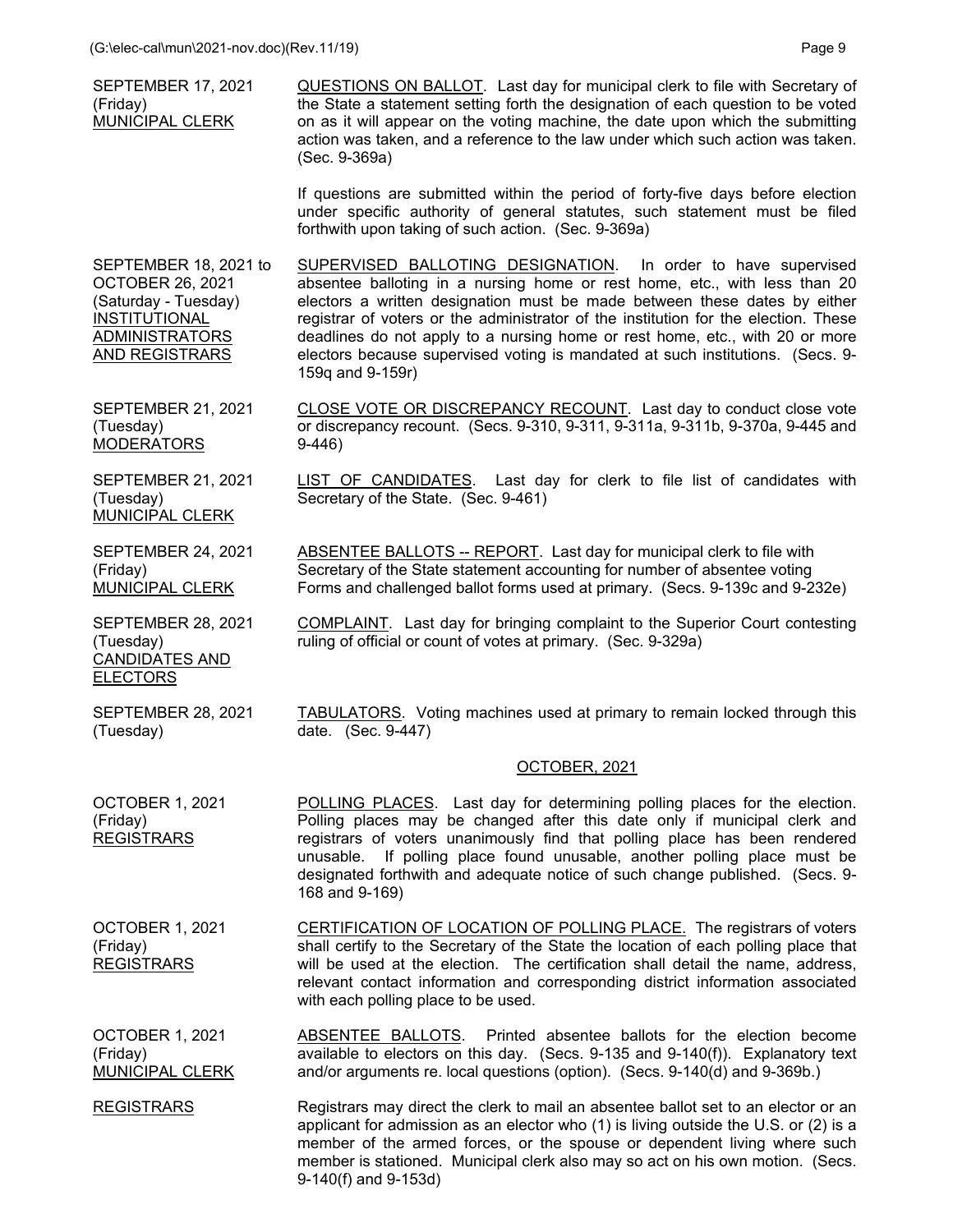| | |
|---|---|
| SEPTEMBER 17, 2021 (Friday) MUNICIPAL CLERK | QUESTIONS ON BALLOT. Last day for municipal clerk to file with Secretary of the State a statement setting forth the designation of each question to be voted on as it will appear on the voting machine, the date upon which the submitting action was taken, and a reference to the law under which such action was taken. (Sec. 9-369a)<br><br>If questions are submitted within the period of forty-five days before election under specific authority of general statutes, such statement must be filed forthwith upon taking of such action. (Sec. 9-369a) |
| SEPTEMBER 18, 2021 to OCTOBER 26, 2021 (Saturday - Tuesday) INSTITUTIONAL ADMINISTRATORS AND REGISTRARS | SUPERVISED BALLOTING DESIGNATION. In order to have supervised absentee balloting in a nursing home or rest home, etc., with less than 20 electors a written designation must be made between these dates by either registrar of voters or the administrator of the institution for the election. These deadlines do not apply to a nursing home or rest home, etc., with 20 or more electors because supervised voting is mandated at such institutions. (Secs. 9-159q and 9-159r) |
| SEPTEMBER 21, 2021 (Tuesday) MODERATORS | CLOSE VOTE OR DISCREPANCY RECOUNT. Last day to conduct close vote or discrepancy recount. (Secs. 9-310, 9-311, 9-311a, 9-311b, 9-370a, 9-445 and 9-446) |
| SEPTEMBER 21, 2021 (Tuesday) MUNICIPAL CLERK | LIST OF CANDIDATES. Last day for clerk to file list of candidates with Secretary of the State. (Sec. 9-461) |
| SEPTEMBER 24, 2021 (Friday) MUNICIPAL CLERK | ABSENTEE BALLOTS -- REPORT. Last day for municipal clerk to file with Secretary of the State statement accounting for number of absentee voting Forms and challenged ballot forms used at primary. (Secs. 9-139c and 9-232e) |
| SEPTEMBER 28, 2021 (Tuesday) CANDIDATES AND ELECTORS | COMPLAINT. Last day for bringing complaint to the Superior Court contesting ruling of official or count of votes at primary. (Sec. 9-329a) |
| SEPTEMBER 28, 2021 (Tuesday) | TABULATORS. Voting machines used at primary to remain locked through this date. (Sec. 9-447) |

## OCTOBER, 2021

| | |
|---|---|
| OCTOBER 1, 2021 (Friday) REGISTRARS | POLLING PLACES. Last day for determining polling places for the election. Polling places may be changed after this date only if municipal clerk and registrars of voters unanimously find that polling place has been rendered unusable. If polling place found unusable, another polling place must be designated forthwith and adequate notice of such change published. (Secs. 9-168 and 9-169) |
| OCTOBER 1, 2021 (Friday) REGISTRARS | CERTIFICATION OF LOCATION OF POLLING PLACE. The registrars of voters shall certify to the Secretary of the State the location of each polling place that will be used at the election. The certification shall detail the name, address, relevant contact information and corresponding district information associated with each polling place to be used. |
| OCTOBER 1, 2021 (Friday) MUNICIPAL CLERK | ABSENTEE BALLOTS. Printed absentee ballots for the election become available to electors on this day. (Secs. 9-135 and 9-140(f)). Explanatory text and/or arguments re. local questions (option). (Secs. 9-140(d) and 9-369b.) |
| REGISTRARS | Registrars may direct the clerk to mail an absentee ballot set to an elector or an applicant for admission as an elector who (1) is living outside the U.S. or (2) is a member of the armed forces, or the spouse or dependent living where such member is stationed. Municipal clerk also may so act on his own motion. (Secs. 9-140(f) and 9-153d) |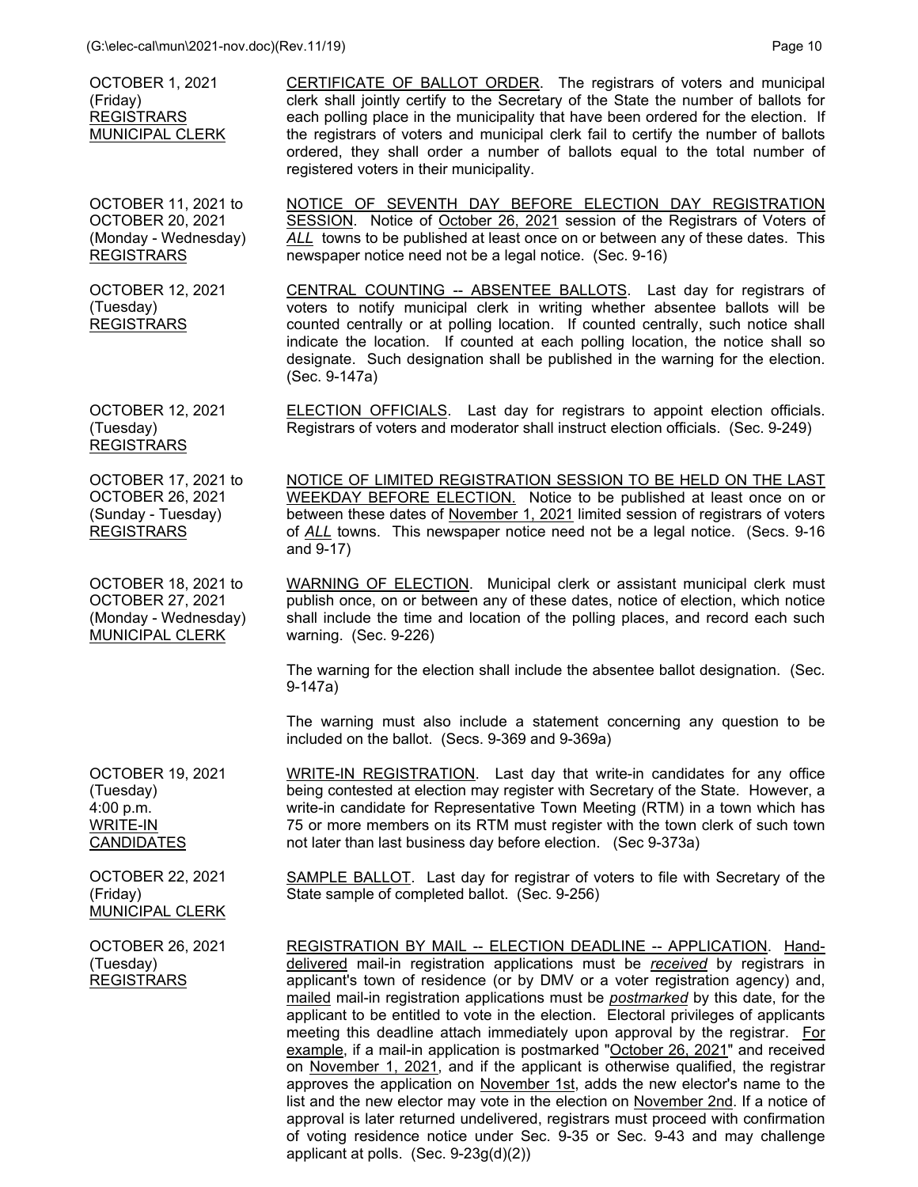| | |
|---|---|
| OCTOBER 1, 2021 (Friday) REGISTRARS MUNICIPAL CLERK | CERTIFICATE OF BALLOT ORDER. The registrars of voters and municipal clerk shall jointly certify to the Secretary of the State the number of ballots for each polling place in the municipality that have been ordered for the election. If the registrars of voters and municipal clerk fail to certify the number of ballots ordered, they shall order a number of ballots equal to the total number of registered voters in their municipality. |
| OCTOBER 11, 2021 to OCTOBER 20, 2021 (Monday - Wednesday) REGISTRARS | NOTICE OF SEVENTH DAY BEFORE ELECTION DAY REGISTRATION SESSION. Notice of October 26, 2021 session of the Registrars of Voters of *ALL* towns to be published at least once on or between any of these dates. This newspaper notice need not be a legal notice. (Sec. 9-16) |
| OCTOBER 12, 2021 (Tuesday) REGISTRARS | CENTRAL COUNTING -- ABSENTEE BALLOTS. Last day for registrars of voters to notify municipal clerk in writing whether absentee ballots will be counted centrally or at polling location. If counted centrally, such notice shall indicate the location. If counted at each polling location, the notice shall so designate. Such designation shall be published in the warning for the election. (Sec. 9-147a) |
| OCTOBER 12, 2021 (Tuesday) REGISTRARS | ELECTION OFFICIALS. Last day for registrars to appoint election officials. Registrars of voters and moderator shall instruct election officials. (Sec. 9-249) |
| OCTOBER 17, 2021 to OCTOBER 26, 2021 (Sunday - Tuesday) REGISTRARS | NOTICE OF LIMITED REGISTRATION SESSION TO BE HELD ON THE LAST WEEKDAY BEFORE ELECTION. Notice to be published at least once on or between these dates of November 1, 2021 limited session of registrars of voters of *ALL* towns. This newspaper notice need not be a legal notice. (Secs. 9-16 and 9-17) |
| OCTOBER 18, 2021 to OCTOBER 27, 2021 (Monday - Wednesday) MUNICIPAL CLERK | WARNING OF ELECTION. Municipal clerk or assistant municipal clerk must publish once, on or between any of these dates, notice of election, which notice shall include the time and location of the polling places, and record each such warning. (Sec. 9-226)<br><br>The warning for the election shall include the absentee ballot designation. (Sec. 9-147a)<br><br>The warning must also include a statement concerning any question to be included on the ballot. (Secs. 9-369 and 9-369a) |
| OCTOBER 19, 2021 (Tuesday) 4:00 p.m. WRITE-IN CANDIDATES | WRITE-IN REGISTRATION. Last day that write-in candidates for any office being contested at election may register with Secretary of the State. However, a write-in candidate for Representative Town Meeting (RTM) in a town which has 75 or more members on its RTM must register with the town clerk of such town not later than last business day before election. (Sec 9-373a) |
| OCTOBER 22, 2021 (Friday) MUNICIPAL CLERK | SAMPLE BALLOT. Last day for registrar of voters to file with Secretary of the State sample of completed ballot. (Sec. 9-256) |
| OCTOBER 26, 2021 (Tuesday) REGISTRARS | REGISTRATION BY MAIL -- ELECTION DEADLINE -- APPLICATION. Hand-delivered mail-in registration applications must be *received* by registrars in applicant's town of residence (or by DMV or a voter registration agency) and, mailed mail-in registration applications must be *postmarked* by this date, for the applicant to be entitled to vote in the election. Electoral privileges of applicants meeting this deadline attach immediately upon approval by the registrar. For example, if a mail-in application is postmarked "October 26, 2021" and received on November 1, 2021, and if the applicant is otherwise qualified, the registrar approves the application on November 1st, adds the new elector's name to the list and the new elector may vote in the election on November 2nd. If a notice of approval is later returned undelivered, registrars must proceed with confirmation of voting residence notice under Sec. 9-35 or Sec. 9-43 and may challenge applicant at polls. (Sec. 9-23g(d)(2)) |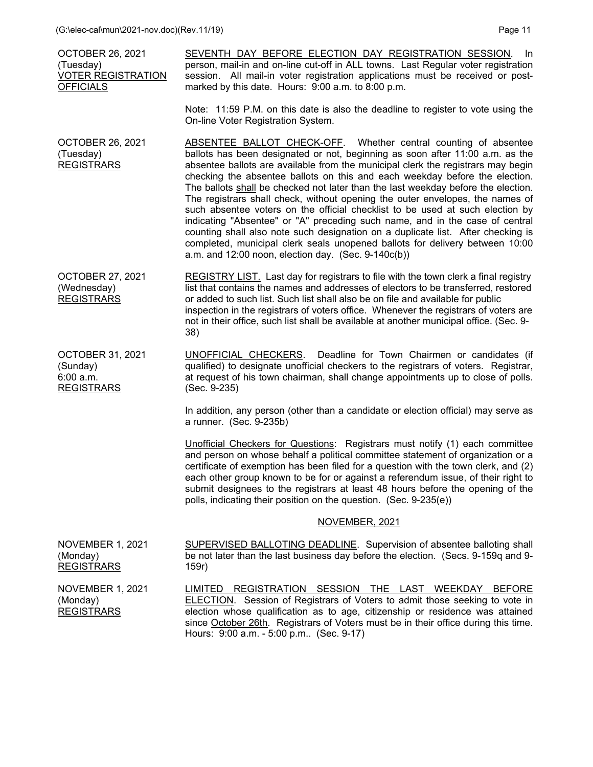**OCTOBER 26, 2021**
(Tuesday)
VOTER REGISTRATION OFFICIALS

SEVENTH DAY BEFORE ELECTION DAY REGISTRATION SESSION. In person, mail-in and on-line cut-off in ALL towns. Last Regular voter registration session. All mail-in voter registration applications must be received or post-marked by this date. Hours: 9:00 a.m. to 8:00 p.m.

Note: 11:59 P.M. on this date is also the deadline to register to vote using the On-line Voter Registration System.

**OCTOBER 26, 2021**
(Tuesday)
REGISTRARS

ABSENTEE BALLOT CHECK-OFF. Whether central counting of absentee ballots has been designated or not, beginning as soon after 11:00 a.m. as the absentee ballots are available from the municipal clerk the registrars may begin checking the absentee ballots on this and each weekday before the election. The ballots shall be checked not later than the last weekday before the election. The registrars shall check, without opening the outer envelopes, the names of such absentee voters on the official checklist to be used at such election by indicating "Absentee" or "A" preceding such name, and in the case of central counting shall also note such designation on a duplicate list. After checking is completed, municipal clerk seals unopened ballots for delivery between 10:00 a.m. and 12:00 noon, election day. (Sec. 9-140c(b))

**OCTOBER 27, 2021**
(Wednesday)
REGISTRARS

REGISTRY LIST. Last day for registrars to file with the town clerk a final registry list that contains the names and addresses of electors to be transferred, restored or added to such list. Such list shall also be on file and available for public inspection in the registrars of voters office. Whenever the registrars of voters are not in their office, such list shall be available at another municipal office. (Sec. 9-38)

**OCTOBER 31, 2021**
(Sunday)
6:00 a.m.
REGISTRARS

UNOFFICIAL CHECKERS. Deadline for Town Chairmen or candidates (if qualified) to designate unofficial checkers to the registrars of voters. Registrar, at request of his town chairman, shall change appointments up to close of polls. (Sec. 9-235)

In addition, any person (other than a candidate or election official) may serve as a runner. (Sec. 9-235b)

Unofficial Checkers for Questions: Registrars must notify (1) each committee and person on whose behalf a political committee statement of organization or a certificate of exemption has been filed for a question with the town clerk, and (2) each other group known to be for or against a referendum issue, of their right to submit designees to the registrars at least 48 hours before the opening of the polls, indicating their position on the question. (Sec. 9-235(e))

## NOVEMBER, 2021

**NOVEMBER 1, 2021**
(Monday)
REGISTRARS

SUPERVISED BALLOTING DEADLINE. Supervision of absentee balloting shall be not later than the last business day before the election. (Secs. 9-159q and 9-159r)

**NOVEMBER 1, 2021**
(Monday)
REGISTRARS

LIMITED REGISTRATION SESSION THE LAST WEEKDAY BEFORE ELECTION. Session of Registrars of Voters to admit those seeking to vote in election whose qualification as to age, citizenship or residence was attained since October 26th. Registrars of Voters must be in their office during this time. Hours: 9:00 a.m. - 5:00 p.m.. (Sec. 9-17)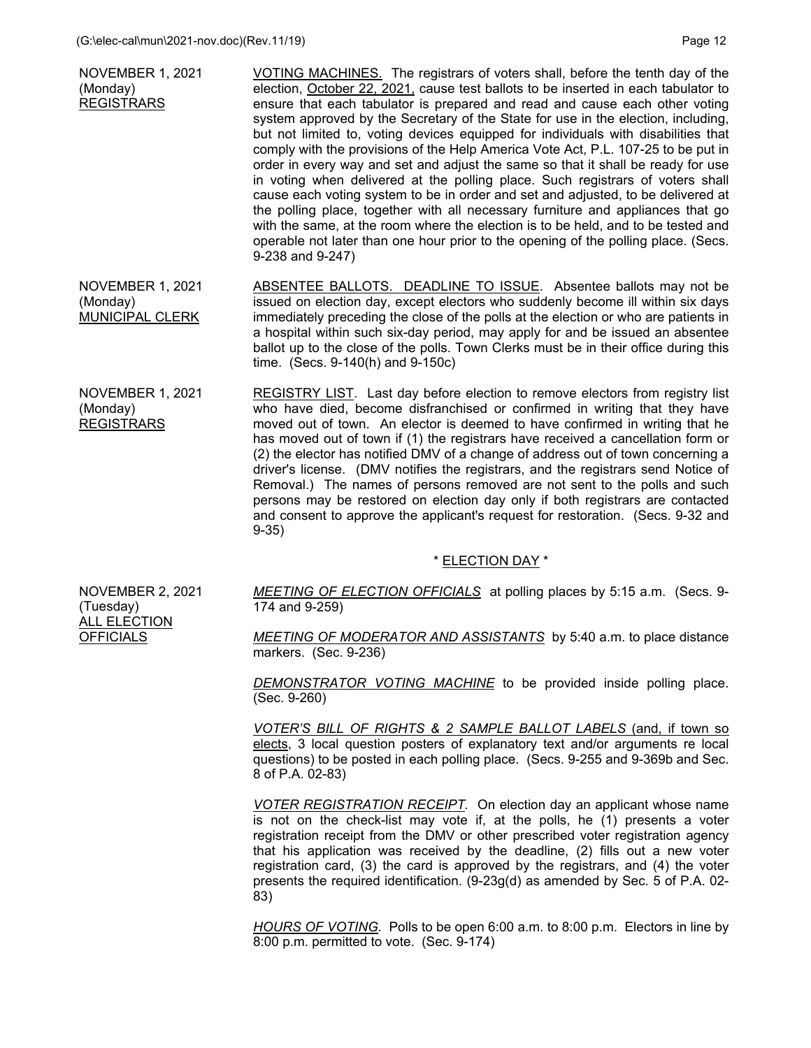NOVEMBER 1, 2021
(Monday)
REGISTRARS

VOTING MACHINES. The registrars of voters shall, before the tenth day of the election, October 22, 2021, cause test ballots to be inserted in each tabulator to ensure that each tabulator is prepared and read and cause each other voting system approved by the Secretary of the State for use in the election, including, but not limited to, voting devices equipped for individuals with disabilities that comply with the provisions of the Help America Vote Act, P.L. 107-25 to be put in order in every way and set and adjust the same so that it shall be ready for use in voting when delivered at the polling place. Such registrars of voters shall cause each voting system to be in order and set and adjusted, to be delivered at the polling place, together with all necessary furniture and appliances that go with the same, at the room where the election is to be held, and to be tested and operable not later than one hour prior to the opening of the polling place. (Secs. 9-238 and 9-247)

NOVEMBER 1, 2021
(Monday)
MUNICIPAL CLERK

ABSENTEE BALLOTS. DEADLINE TO ISSUE. Absentee ballots may not be issued on election day, except electors who suddenly become ill within six days immediately preceding the close of the polls at the election or who are patients in a hospital within such six-day period, may apply for and be issued an absentee ballot up to the close of the polls. Town Clerks must be in their office during this time. (Secs. 9-140(h) and 9-150c)

NOVEMBER 1, 2021
(Monday)
REGISTRARS

REGISTRY LIST. Last day before election to remove electors from registry list who have died, become disfranchised or confirmed in writing that they have moved out of town. An elector is deemed to have confirmed in writing that he has moved out of town if (1) the registrars have received a cancellation form or (2) the elector has notified DMV of a change of address out of town concerning a driver's license. (DMV notifies the registrars, and the registrars send Notice of Removal.) The names of persons removed are not sent to the polls and such persons may be restored on election day only if both registrars are contacted and consent to approve the applicant's request for restoration. (Secs. 9-32 and 9-35)

## * ELECTION DAY *

NOVEMBER 2, 2021
(Tuesday)
ALL ELECTION OFFICIALS

*MEETING OF ELECTION OFFICIALS* at polling places by 5:15 a.m. (Secs. 9-174 and 9-259)

*MEETING OF MODERATOR AND ASSISTANTS* by 5:40 a.m. to place distance markers. (Sec. 9-236)

*DEMONSTRATOR VOTING MACHINE* to be provided inside polling place. (Sec. 9-260)

*VOTER'S BILL OF RIGHTS & 2 SAMPLE BALLOT LABELS* (and, if town so elects, 3 local question posters of explanatory text and/or arguments re local questions) to be posted in each polling place. (Secs. 9-255 and 9-369b and Sec. 8 of P.A. 02-83)

*VOTER REGISTRATION RECEIPT*. On election day an applicant whose name is not on the check-list may vote if, at the polls, he (1) presents a voter registration receipt from the DMV or other prescribed voter registration agency that his application was received by the deadline, (2) fills out a new voter registration card, (3) the card is approved by the registrars, and (4) the voter presents the required identification. (9-23g(d) as amended by Sec. 5 of P.A. 02-83)

*HOURS OF VOTING*. Polls to be open 6:00 a.m. to 8:00 p.m. Electors in line by 8:00 p.m. permitted to vote. (Sec. 9-174)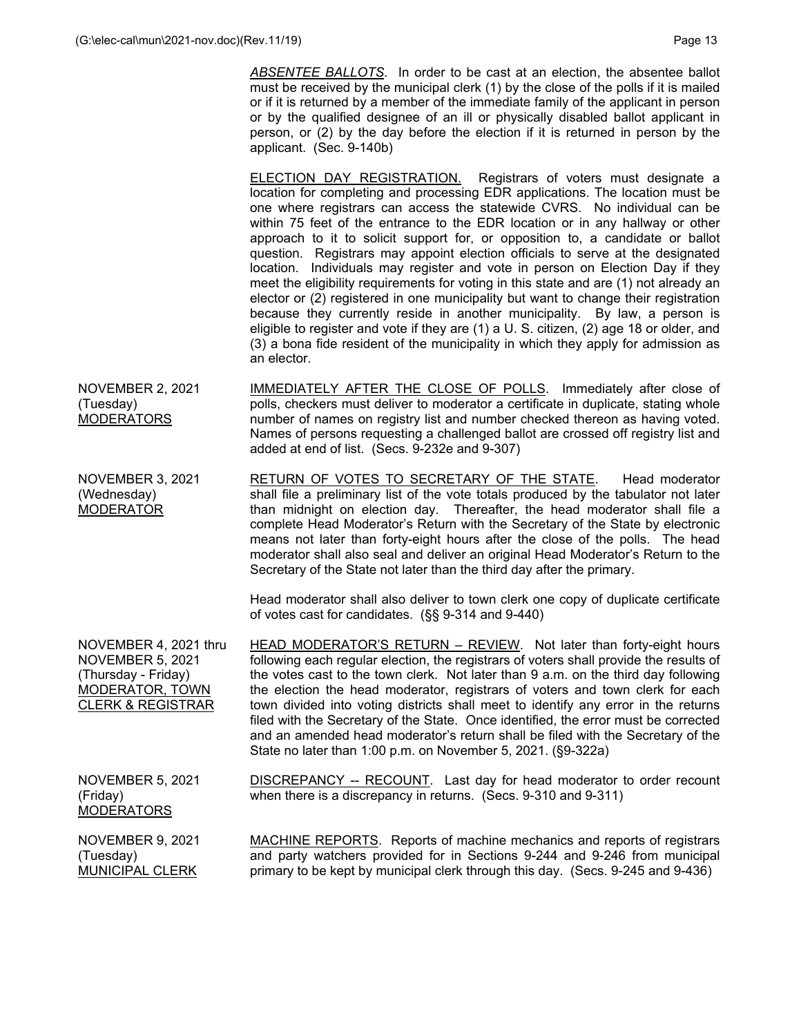*ABSENTEE BALLOTS*. In order to be cast at an election, the absentee ballot must be received by the municipal clerk (1) by the close of the polls if it is mailed or if it is returned by a member of the immediate family of the applicant in person or by the qualified designee of an ill or physically disabled ballot applicant in person, or (2) by the day before the election if it is returned in person by the applicant. (Sec. 9-140b)

ELECTION DAY REGISTRATION. Registrars of voters must designate a location for completing and processing EDR applications. The location must be one where registrars can access the statewide CVRS. No individual can be within 75 feet of the entrance to the EDR location or in any hallway or other approach to it to solicit support for, or opposition to, a candidate or ballot question. Registrars may appoint election officials to serve at the designated location. Individuals may register and vote in person on Election Day if they meet the eligibility requirements for voting in this state and are (1) not already an elector or (2) registered in one municipality but want to change their registration because they currently reside in another municipality. By law, a person is eligible to register and vote if they are (1) a U. S. citizen, (2) age 18 or older, and (3) a bona fide resident of the municipality in which they apply for admission as an elector.

NOVEMBER 2, 2021
(Tuesday)
MODERATORS

IMMEDIATELY AFTER THE CLOSE OF POLLS. Immediately after close of polls, checkers must deliver to moderator a certificate in duplicate, stating whole number of names on registry list and number checked thereon as having voted. Names of persons requesting a challenged ballot are crossed off registry list and added at end of list. (Secs. 9-232e and 9-307)

NOVEMBER 3, 2021
(Wednesday)
MODERATOR

RETURN OF VOTES TO SECRETARY OF THE STATE. Head moderator shall file a preliminary list of the vote totals produced by the tabulator not later than midnight on election day. Thereafter, the head moderator shall file a complete Head Moderator's Return with the Secretary of the State by electronic means not later than forty-eight hours after the close of the polls. The head moderator shall also seal and deliver an original Head Moderator's Return to the Secretary of the State not later than the third day after the primary.

Head moderator shall also deliver to town clerk one copy of duplicate certificate of votes cast for candidates. (§§ 9-314 and 9-440)

NOVEMBER 4, 2021 thru
NOVEMBER 5, 2021
(Thursday - Friday)
MODERATOR, TOWN CLERK & REGISTRAR

HEAD MODERATOR'S RETURN – REVIEW. Not later than forty-eight hours following each regular election, the registrars of voters shall provide the results of the votes cast to the town clerk. Not later than 9 a.m. on the third day following the election the head moderator, registrars of voters and town clerk for each town divided into voting districts shall meet to identify any error in the returns filed with the Secretary of the State. Once identified, the error must be corrected and an amended head moderator's return shall be filed with the Secretary of the State no later than 1:00 p.m. on November 5, 2021. (§9-322a)

NOVEMBER 5, 2021
(Friday)
MODERATORS

DISCREPANCY -- RECOUNT. Last day for head moderator to order recount when there is a discrepancy in returns. (Secs. 9-310 and 9-311)

NOVEMBER 9, 2021
(Tuesday)
MUNICIPAL CLERK

MACHINE REPORTS. Reports of machine mechanics and reports of registrars and party watchers provided for in Sections 9-244 and 9-246 from municipal primary to be kept by municipal clerk through this day. (Secs. 9-245 and 9-436)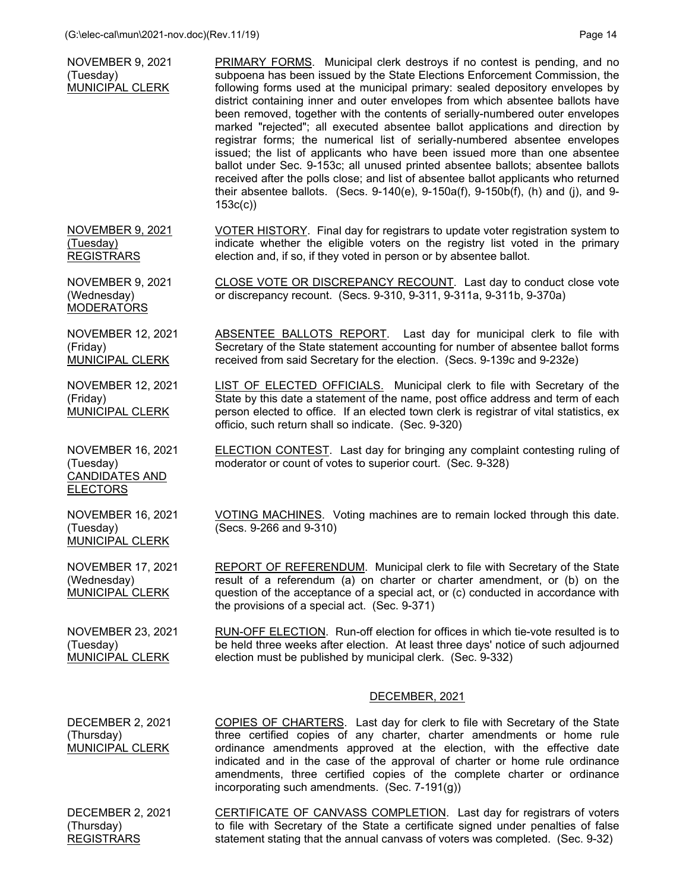**NOVEMBER 9, 2021**
(Tuesday)
MUNICIPAL CLERK

PRIMARY FORMS. Municipal clerk destroys if no contest is pending, and no subpoena has been issued by the State Elections Enforcement Commission, the following forms used at the municipal primary: sealed depository envelopes by district containing inner and outer envelopes from which absentee ballots have been removed, together with the contents of serially-numbered outer envelopes marked "rejected"; all executed absentee ballot applications and direction by registrar forms; the numerical list of serially-numbered absentee envelopes issued; the list of applicants who have been issued more than one absentee ballot under Sec. 9-153c; all unused printed absentee ballots; absentee ballots received after the polls close; and list of absentee ballot applicants who returned their absentee ballots. (Secs. 9-140(e), 9-150a(f), 9-150b(f), (h) and (j), and 9-153c(c))

**NOVEMBER 9, 2021**
(Tuesday)
REGISTRARS

VOTER HISTORY. Final day for registrars to update voter registration system to indicate whether the eligible voters on the registry list voted in the primary election and, if so, if they voted in person or by absentee ballot.

**NOVEMBER 9, 2021**
(Wednesday)
MODERATORS

CLOSE VOTE OR DISCREPANCY RECOUNT. Last day to conduct close vote or discrepancy recount. (Secs. 9-310, 9-311, 9-311a, 9-311b, 9-370a)

**NOVEMBER 12, 2021**
(Friday)
MUNICIPAL CLERK

ABSENTEE BALLOTS REPORT. Last day for municipal clerk to file with Secretary of the State statement accounting for number of absentee ballot forms received from said Secretary for the election. (Secs. 9-139c and 9-232e)

**NOVEMBER 12, 2021**
(Friday)
MUNICIPAL CLERK

LIST OF ELECTED OFFICIALS. Municipal clerk to file with Secretary of the State by this date a statement of the name, post office address and term of each person elected to office. If an elected town clerk is registrar of vital statistics, ex officio, such return shall so indicate. (Sec. 9-320)

**NOVEMBER 16, 2021**
(Tuesday)
CANDIDATES AND ELECTORS

ELECTION CONTEST. Last day for bringing any complaint contesting ruling of moderator or count of votes to superior court. (Sec. 9-328)

**NOVEMBER 16, 2021**
(Tuesday)
MUNICIPAL CLERK

VOTING MACHINES. Voting machines are to remain locked through this date. (Secs. 9-266 and 9-310)

**NOVEMBER 17, 2021**
(Wednesday)
MUNICIPAL CLERK

REPORT OF REFERENDUM. Municipal clerk to file with Secretary of the State result of a referendum (a) on charter or charter amendment, or (b) on the question of the acceptance of a special act, or (c) conducted in accordance with the provisions of a special act. (Sec. 9-371)

**NOVEMBER 23, 2021**
(Tuesday)
MUNICIPAL CLERK

RUN-OFF ELECTION. Run-off election for offices in which tie-vote resulted is to be held three weeks after election. At least three days' notice of such adjourned election must be published by municipal clerk. (Sec. 9-332)

## DECEMBER, 2021

**DECEMBER 2, 2021**
(Thursday)
MUNICIPAL CLERK

COPIES OF CHARTERS. Last day for clerk to file with Secretary of the State three certified copies of any charter, charter amendments or home rule ordinance amendments approved at the election, with the effective date indicated and in the case of the approval of charter or home rule ordinance amendments, three certified copies of the complete charter or ordinance incorporating such amendments. (Sec. 7-191(g))

**DECEMBER 2, 2021**
(Thursday)
REGISTRARS

CERTIFICATE OF CANVASS COMPLETION. Last day for registrars of voters to file with Secretary of the State a certificate signed under penalties of false statement stating that the annual canvass of voters was completed. (Sec. 9-32)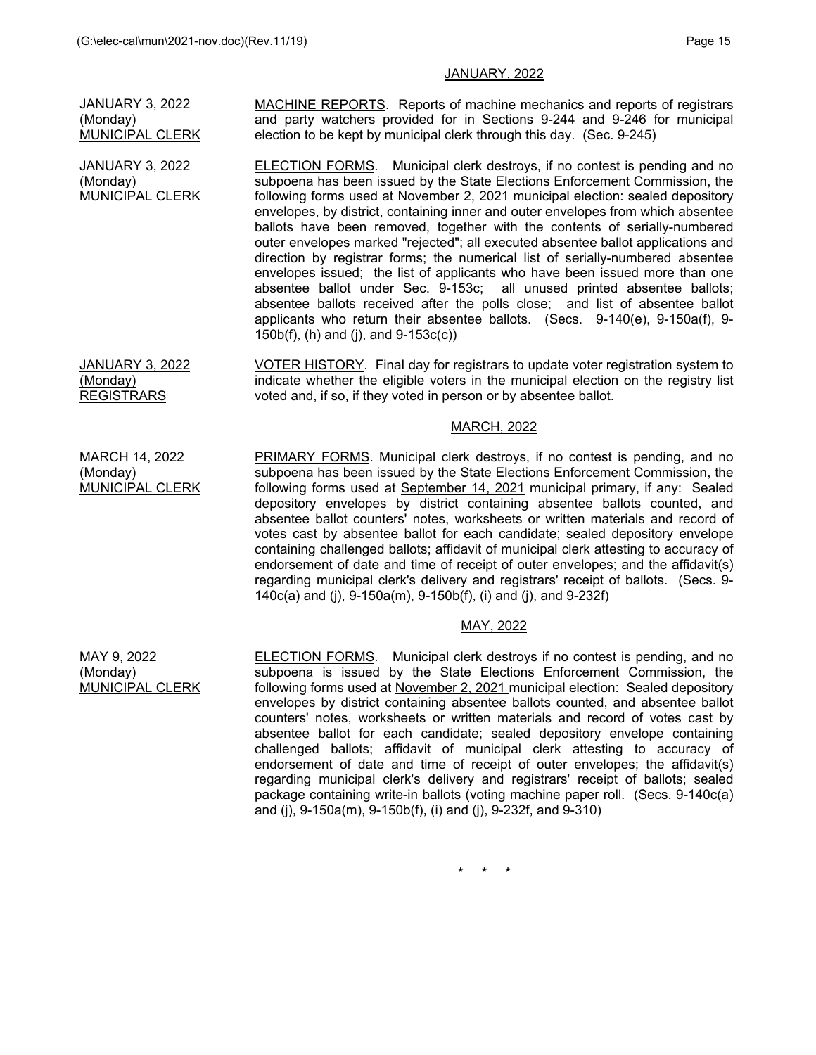## JANUARY, 2022

JANUARY 3, 2022
(Monday)
MUNICIPAL CLERK

MACHINE REPORTS. Reports of machine mechanics and reports of registrars and party watchers provided for in Sections 9-244 and 9-246 for municipal election to be kept by municipal clerk through this day. (Sec. 9-245)

JANUARY 3, 2022
(Monday)
MUNICIPAL CLERK

ELECTION FORMS. Municipal clerk destroys, if no contest is pending and no subpoena has been issued by the State Elections Enforcement Commission, the following forms used at November 2, 2021 municipal election: sealed depository envelopes, by district, containing inner and outer envelopes from which absentee ballots have been removed, together with the contents of serially-numbered outer envelopes marked "rejected"; all executed absentee ballot applications and direction by registrar forms; the numerical list of serially-numbered absentee envelopes issued; the list of applicants who have been issued more than one absentee ballot under Sec. 9-153c; all unused printed absentee ballots; absentee ballots received after the polls close; and list of absentee ballot applicants who return their absentee ballots. (Secs. 9-140(e), 9-150a(f), 9-150b(f), (h) and (j), and 9-153c(c))

JANUARY 3, 2022
(Monday)
REGISTRARS

VOTER HISTORY. Final day for registrars to update voter registration system to indicate whether the eligible voters in the municipal election on the registry list voted and, if so, if they voted in person or by absentee ballot.

## MARCH, 2022

MARCH 14, 2022
(Monday)
MUNICIPAL CLERK

PRIMARY FORMS. Municipal clerk destroys, if no contest is pending, and no subpoena has been issued by the State Elections Enforcement Commission, the following forms used at September 14, 2021 municipal primary, if any: Sealed depository envelopes by district containing absentee ballots counted, and absentee ballot counters' notes, worksheets or written materials and record of votes cast by absentee ballot for each candidate; sealed depository envelope containing challenged ballots; affidavit of municipal clerk attesting to accuracy of endorsement of date and time of receipt of outer envelopes; and the affidavit(s) regarding municipal clerk's delivery and registrars' receipt of ballots. (Secs. 9-140c(a) and (j), 9-150a(m), 9-150b(f), (i) and (j), and 9-232f)

## MAY, 2022

MAY 9, 2022
(Monday)
MUNICIPAL CLERK

ELECTION FORMS. Municipal clerk destroys if no contest is pending, and no subpoena is issued by the State Elections Enforcement Commission, the following forms used at November 2, 2021 municipal election: Sealed depository envelopes by district containing absentee ballots counted, and absentee ballot counters' notes, worksheets or written materials and record of votes cast by absentee ballot for each candidate; sealed depository envelope containing challenged ballots; affidavit of municipal clerk attesting to accuracy of endorsement of date and time of receipt of outer envelopes; the affidavit(s) regarding municipal clerk's delivery and registrars' receipt of ballots; sealed package containing write-in ballots (voting machine paper roll. (Secs. 9-140c(a) and (j), 9-150a(m), 9-150b(f), (i) and (j), 9-232f, and 9-310)

\* \* \*